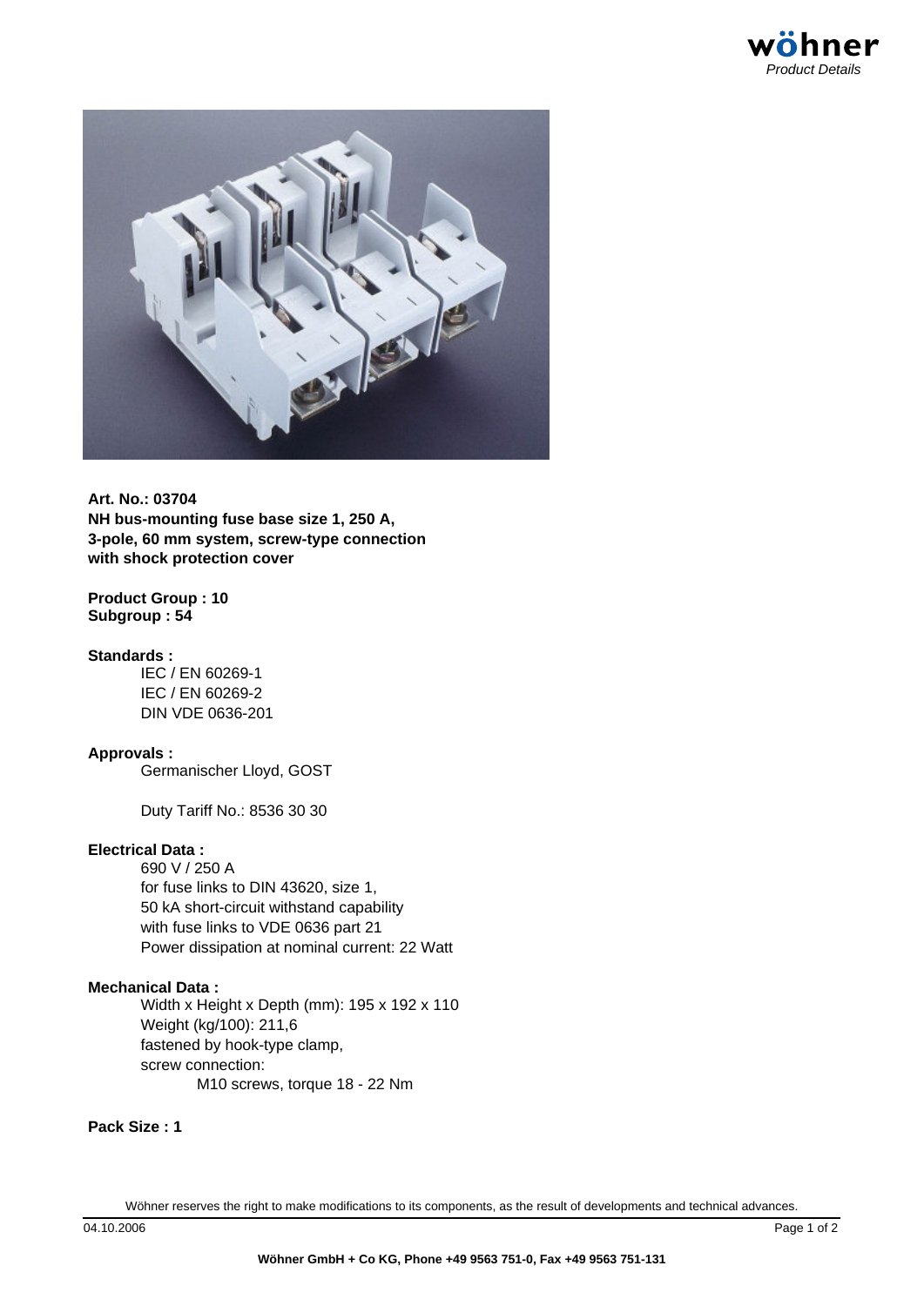**Art. No.: 03704**
**NH bus-mounting fuse base size 1, 250 A,**
**3-pole, 60 mm system, screw-type connection**
**with shock protection cover**

**Product Group : 10**
**Subgroup : 54**

**Standards :**

IEC / EN 60269-1
IEC / EN 60269-2
DIN VDE 0636-201

**Approvals :**

Germanischer Lloyd, GOST

Duty Tariff No.: 8536 30 30

**Electrical Data :**

690 V / 250 A
for fuse links to DIN 43620, size 1,
50 kA short-circuit withstand capability
with fuse links to VDE 0636 part 21
Power dissipation at nominal current: 22 Watt

**Mechanical Data :**

Width x Height x Depth (mm): 195 x 192 x 110
Weight (kg/100): 211,6
fastened by hook-type clamp,
screw connection:
    M10 screws, torque 18 - 22 Nm

**Pack Size : 1**

Wöhner reserves the right to make modifications to its components, as the result of developments and technical advances.

04.10.2006

**Wöhner GmbH + Co KG, Phone +49 9563 751-0, Fax +49 9563 751-131**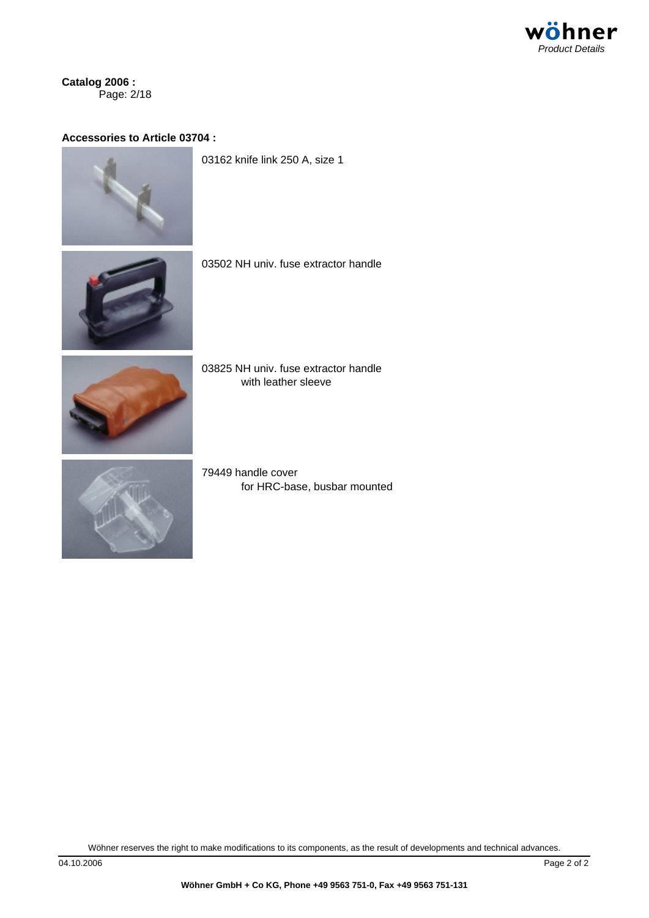**Catalog 2006 :**
Page: 2/18

**Accessories to Article 03704 :**

03162 knife link 250 A, size 1

03502 NH univ. fuse extractor handle

03825 NH univ. fuse extractor handle
with leather sleeve

79449 handle cover
for HRC-base, busbar mounted

Wöhner reserves the right to make modifications to its components, as the result of developments and technical advances.

04.10.2006

**Wöhner GmbH + Co KG, Phone +49 9563 751-0, Fax +49 9563 751-131**